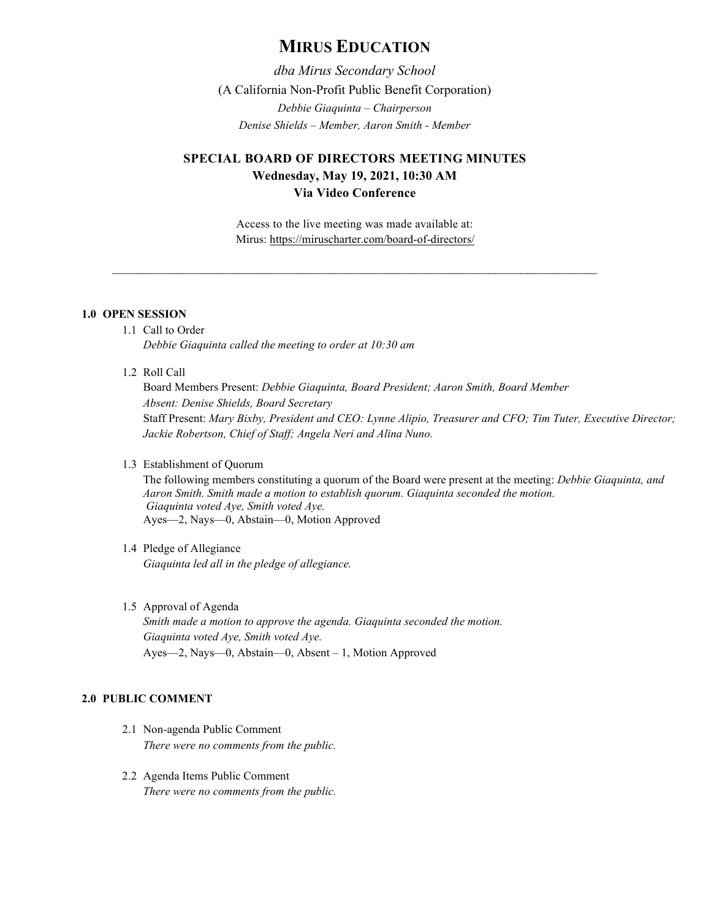# MIRUS EDUCATION

*dba Mirus Secondary School*

(A California Non-Profit Public Benefit Corporation)

*Debbie Giaquinta – Chairperson*

*Denise Shields – Member, Aaron Smith - Member*

## SPECIAL BOARD OF DIRECTORS MEETING MINUTES

**Wednesday, May 19, 2021, 10:30 AM**

**Via Video Conference**

Access to the live meeting was made available at:
Mirus: https://miruscharter.com/board-of-directors/

---

### 1.0 OPEN SESSION

1.1 Call to Order
*Debbie Giaquinta called the meeting to order at 10:30 am*

1.2 Roll Call
Board Members Present: *Debbie Giaquinta, Board President; Aaron Smith, Board Member*
*Absent: Denise Shields, Board Secretary*
Staff Present: *Mary Bixby, President and CEO: Lynne Alipio, Treasurer and CFO; Tim Tuter, Executive Director; Jackie Robertson, Chief of Staff; Angela Neri and Alina Nuno.*

1.3 Establishment of Quorum
The following members constituting a quorum of the Board were present at the meeting: *Debbie Giaquinta, and Aaron Smith. Smith made a motion to establish quorum. Giaquinta seconded the motion. Giaquinta voted Aye, Smith voted Aye.*
Ayes—2, Nays—0, Abstain—0, Motion Approved

1.4 Pledge of Allegiance
*Giaquinta led all in the pledge of allegiance.*

1.5 Approval of Agenda
*Smith made a motion to approve the agenda. Giaquinta seconded the motion.*
*Giaquinta voted Aye, Smith voted Aye.*
Ayes—2, Nays—0, Abstain—0, Absent – 1, Motion Approved

### 2.0 PUBLIC COMMENT

2.1 Non-agenda Public Comment
*There were no comments from the public.*

2.2 Agenda Items Public Comment
*There were no comments from the public.*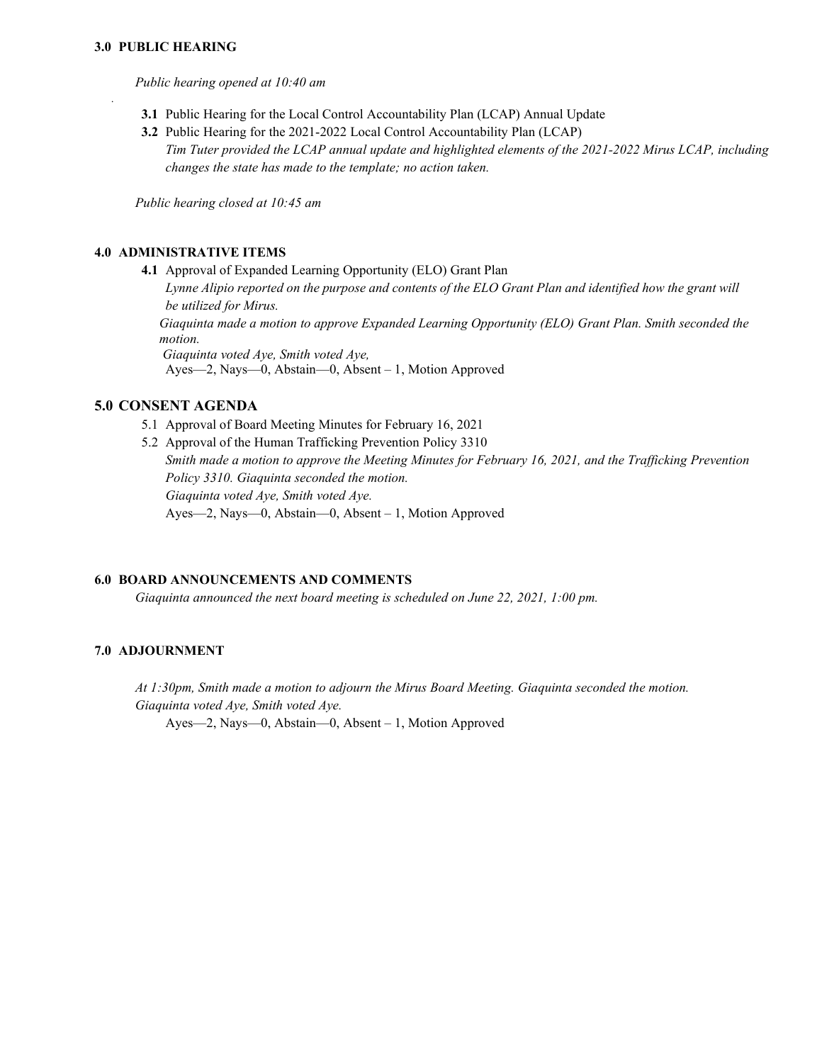### 3.0 PUBLIC HEARING

*Public hearing opened at 10:40 am*

- **3.1** Public Hearing for the Local Control Accountability Plan (LCAP) Annual Update
- **3.2** Public Hearing for the 2021-2022 Local Control Accountability Plan (LCAP)
  *Tim Tuter provided the LCAP annual update and highlighted elements of the 2021-2022 Mirus LCAP, including changes the state has made to the template; no action taken.*

*Public hearing closed at 10:45 am*

### 4.0 ADMINISTRATIVE ITEMS

- **4.1** Approval of Expanded Learning Opportunity (ELO) Grant Plan
  *Lynne Alipio reported on the purpose and contents of the ELO Grant Plan and identified how the grant will be utilized for Mirus.*
  *Giaquinta made a motion to approve Expanded Learning Opportunity (ELO) Grant Plan. Smith seconded the motion.*
  *Giaquinta voted Aye, Smith voted Aye,*
  Ayes—2, Nays—0, Abstain—0, Absent – 1, Motion Approved

## 5.0 CONSENT AGENDA

- 5.1 Approval of Board Meeting Minutes for February 16, 2021
- 5.2 Approval of the Human Trafficking Prevention Policy 3310
  *Smith made a motion to approve the Meeting Minutes for February 16, 2021, and the Trafficking Prevention Policy 3310. Giaquinta seconded the motion.*
  *Giaquinta voted Aye, Smith voted Aye.*
  Ayes—2, Nays—0, Abstain—0, Absent – 1, Motion Approved

### 6.0 BOARD ANNOUNCEMENTS AND COMMENTS

*Giaquinta announced the next board meeting is scheduled on June 22, 2021, 1:00 pm.*

### 7.0 ADJOURNMENT

*At 1:30pm, Smith made a motion to adjourn the Mirus Board Meeting. Giaquinta seconded the motion.*
*Giaquinta voted Aye, Smith voted Aye.*
Ayes—2, Nays—0, Abstain—0, Absent – 1, Motion Approved